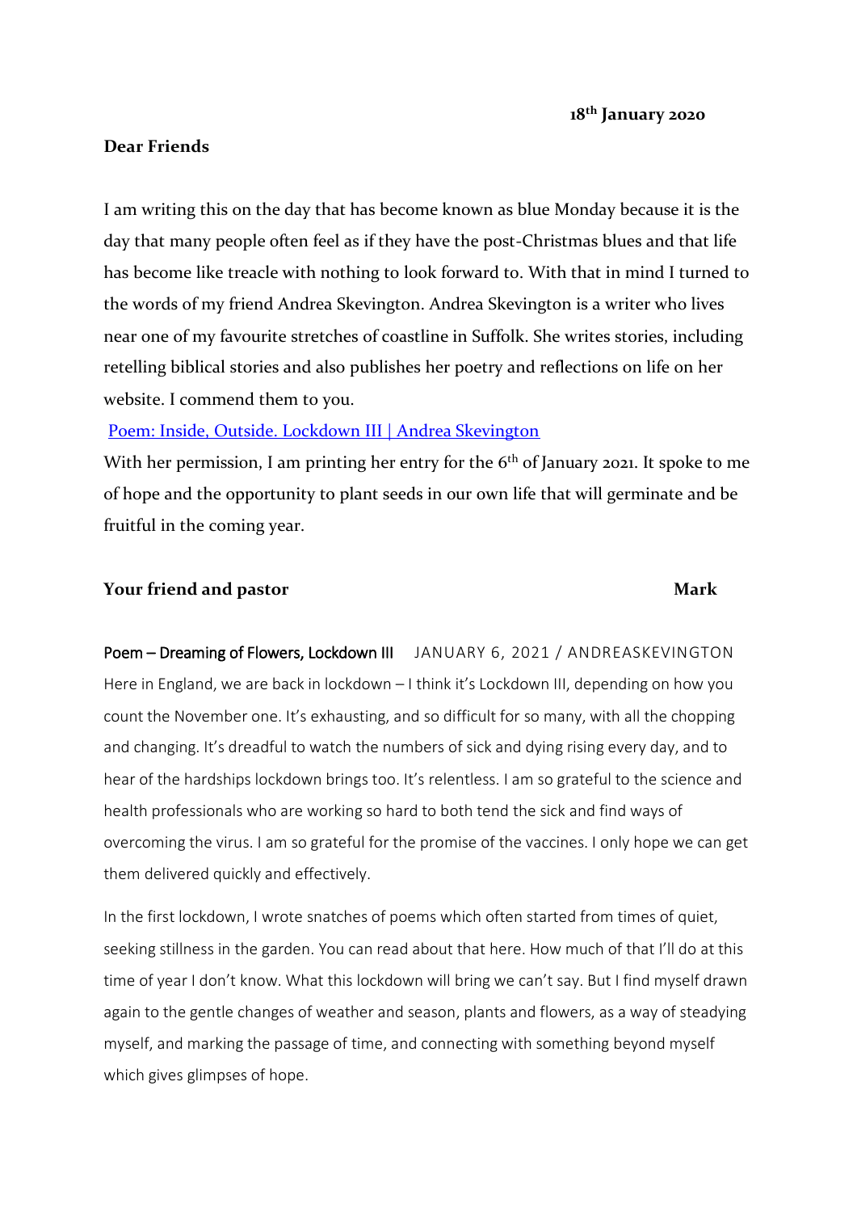**18th January 2020**

**Dear Friends**

I am writing this on the day that has become known as blue Monday because it is the day that many people often feel as if they have the post-Christmas blues and that life has become like treacle with nothing to look forward to. With that in mind I turned to the words of my friend Andrea Skevington. Andrea Skevington is a writer who lives near one of my favourite stretches of coastline in Suffolk. She writes stories, including retelling biblical stories and also publishes her poetry and reflections on life on her website. I commend them to you.

[Poem: Inside, Outside. Lockdown III | Andrea Skevington]

With her permission, I am printing her entry for the 6th of January 2021. It spoke to me of hope and the opportunity to plant seeds in our own life that will germinate and be fruitful in the coming year.

**Your friend and pastor** **Mark**

Poem – Dreaming of Flowers, Lockdown III JANUARY 6, 2021 / ANDREASKEVINGTON

Here in England, we are back in lockdown – I think it's Lockdown III, depending on how you count the November one. It's exhausting, and so difficult for so many, with all the chopping and changing. It's dreadful to watch the numbers of sick and dying rising every day, and to hear of the hardships lockdown brings too. It's relentless. I am so grateful to the science and health professionals who are working so hard to both tend the sick and find ways of overcoming the virus. I am so grateful for the promise of the vaccines. I only hope we can get them delivered quickly and effectively.

In the first lockdown, I wrote snatches of poems which often started from times of quiet, seeking stillness in the garden. You can read about that here. How much of that I'll do at this time of year I don't know. What this lockdown will bring we can't say. But I find myself drawn again to the gentle changes of weather and season, plants and flowers, as a way of steadying myself, and marking the passage of time, and connecting with something beyond myself which gives glimpses of hope.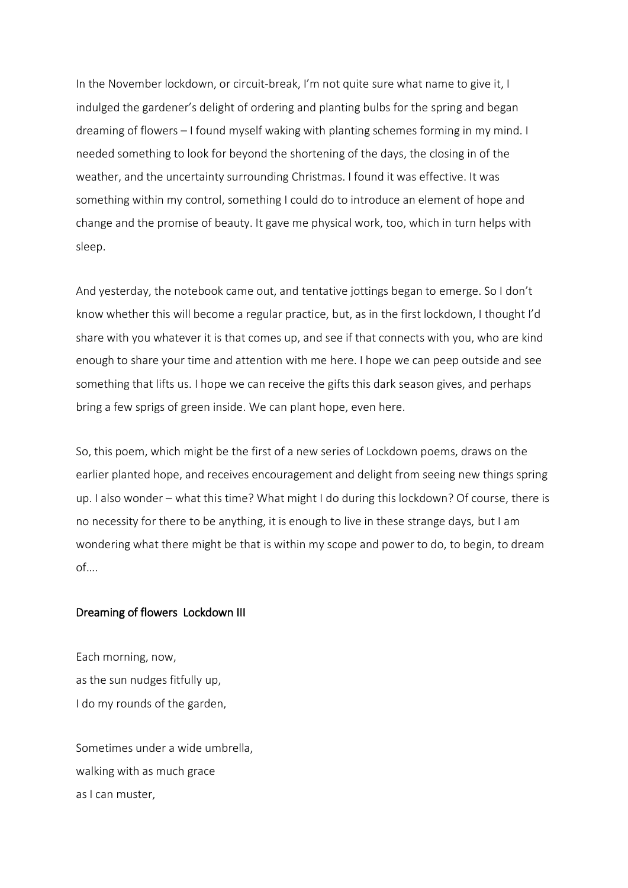In the November lockdown, or circuit-break, I'm not quite sure what name to give it, I indulged the gardener's delight of ordering and planting bulbs for the spring and began dreaming of flowers – I found myself waking with planting schemes forming in my mind. I needed something to look for beyond the shortening of the days, the closing in of the weather, and the uncertainty surrounding Christmas. I found it was effective. It was something within my control, something I could do to introduce an element of hope and change and the promise of beauty. It gave me physical work, too, which in turn helps with sleep.

And yesterday, the notebook came out, and tentative jottings began to emerge. So I don't know whether this will become a regular practice, but, as in the first lockdown, I thought I'd share with you whatever it is that comes up, and see if that connects with you, who are kind enough to share your time and attention with me here. I hope we can peep outside and see something that lifts us. I hope we can receive the gifts this dark season gives, and perhaps bring a few sprigs of green inside. We can plant hope, even here.

So, this poem, which might be the first of a new series of Lockdown poems, draws on the earlier planted hope, and receives encouragement and delight from seeing new things spring up. I also wonder – what this time? What might I do during this lockdown? Of course, there is no necessity for there to be anything, it is enough to live in these strange days, but I am wondering what there might be that is within my scope and power to do, to begin, to dream of....

## Dreaming of flowers Lockdown III

Each morning, now,
as the sun nudges fitfully up,
I do my rounds of the garden,

Sometimes under a wide umbrella,
walking with as much grace
as I can muster,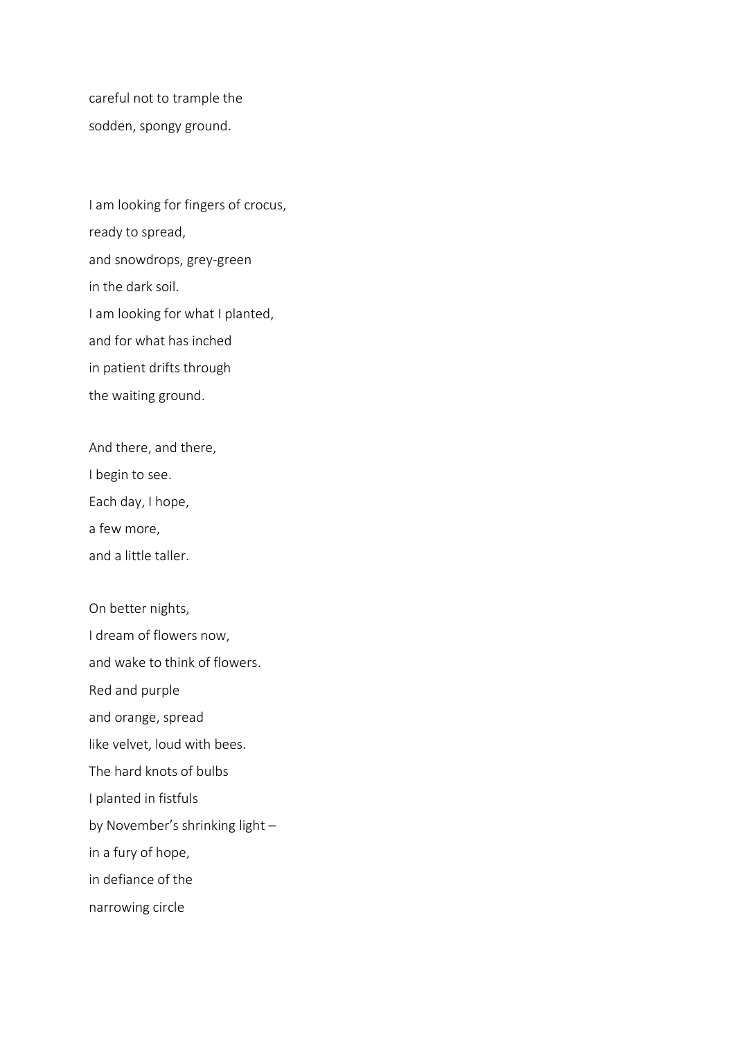careful not to trample the  
sodden, spongy ground.

I am looking for fingers of crocus,  
ready to spread,  
and snowdrops, grey-green  
in the dark soil.  
I am looking for what I planted,  
and for what has inched  
in patient drifts through  
the waiting ground.

And there, and there,  
I begin to see.  
Each day, I hope,  
a few more,  
and a little taller.

On better nights,  
I dream of flowers now,  
and wake to think of flowers.  
Red and purple  
and orange, spread  
like velvet, loud with bees.  
The hard knots of bulbs  
I planted in fistfuls  
by November's shrinking light –  
in a fury of hope,  
in defiance of the  
narrowing circle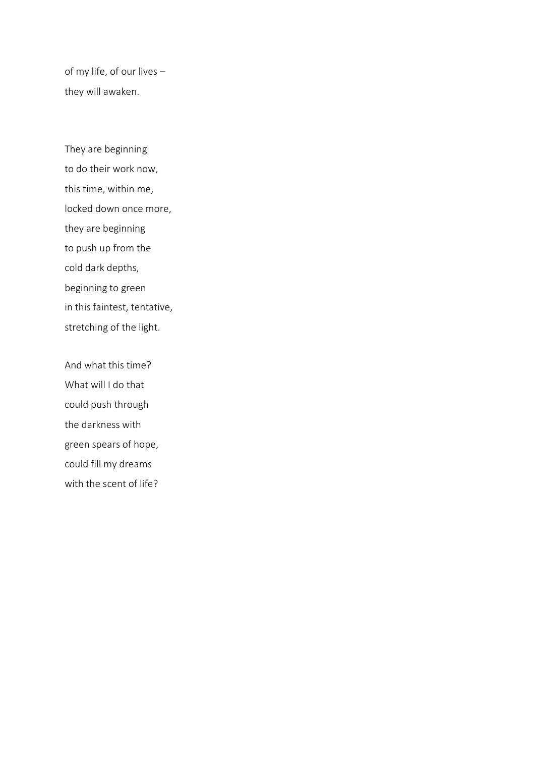of my life, of our lives –  
they will awaken.

They are beginning  
to do their work now,  
this time, within me,  
locked down once more,  
they are beginning  
to push up from the  
cold dark depths,  
beginning to green  
in this faintest, tentative,  
stretching of the light.

And what this time?  
What will I do that  
could push through  
the darkness with  
green spears of hope,  
could fill my dreams  
with the scent of life?